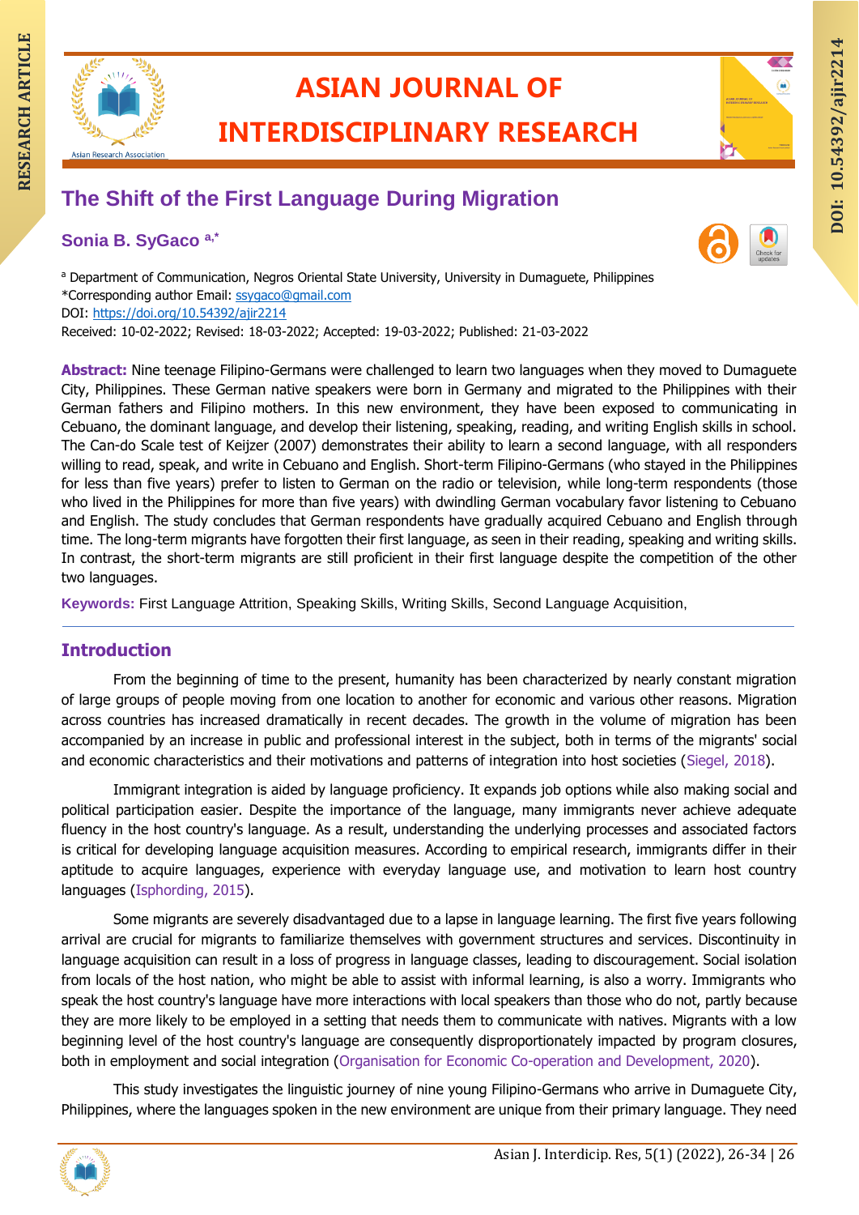# The Shift of the First Language During Migration

**Sonia B. SyGaco [a,*]**

[a] Department of Communication, Negros Oriental State University, University in Dumaguete, Philippines
*Corresponding author Email: ssygaco@gmail.com
DOI: https://doi.org/10.54392/ajir2214
Received: 10-02-2022; Revised: 18-03-2022; Accepted: 19-03-2022; Published: 21-03-2022

**Abstract:** Nine teenage Filipino-Germans were challenged to learn two languages when they moved to Dumaguete City, Philippines. These German native speakers were born in Germany and migrated to the Philippines with their German fathers and Filipino mothers. In this new environment, they have been exposed to communicating in Cebuano, the dominant language, and develop their listening, speaking, reading, and writing English skills in school. The Can-do Scale test of Keijzer (2007) demonstrates their ability to learn a second language, with all responders willing to read, speak, and write in Cebuano and English. Short-term Filipino-Germans (who stayed in the Philippines for less than five years) prefer to listen to German on the radio or television, while long-term respondents (those who lived in the Philippines for more than five years) with dwindling German vocabulary favor listening to Cebuano and English. The study concludes that German respondents have gradually acquired Cebuano and English through time. The long-term migrants have forgotten their first language, as seen in their reading, speaking and writing skills. In contrast, the short-term migrants are still proficient in their first language despite the competition of the other two languages.

**Keywords:** First Language Attrition, Speaking Skills, Writing Skills, Second Language Acquisition,

## Introduction

From the beginning of time to the present, humanity has been characterized by nearly constant migration of large groups of people moving from one location to another for economic and various other reasons. Migration across countries has increased dramatically in recent decades. The growth in the volume of migration has been accompanied by an increase in public and professional interest in the subject, both in terms of the migrants' social and economic characteristics and their motivations and patterns of integration into host societies (Siegel, 2018).

Immigrant integration is aided by language proficiency. It expands job options while also making social and political participation easier. Despite the importance of the language, many immigrants never achieve adequate fluency in the host country's language. As a result, understanding the underlying processes and associated factors is critical for developing language acquisition measures. According to empirical research, immigrants differ in their aptitude to acquire languages, experience with everyday language use, and motivation to learn host country languages (Isphording, 2015).

Some migrants are severely disadvantaged due to a lapse in language learning. The first five years following arrival are crucial for migrants to familiarize themselves with government structures and services. Discontinuity in language acquisition can result in a loss of progress in language classes, leading to discouragement. Social isolation from locals of the host nation, who might be able to assist with informal learning, is also a worry. Immigrants who speak the host country's language have more interactions with local speakers than those who do not, partly because they are more likely to be employed in a setting that needs them to communicate with natives. Migrants with a low beginning level of the host country's language are consequently disproportionately impacted by program closures, both in employment and social integration (Organisation for Economic Co-operation and Development, 2020).

This study investigates the linguistic journey of nine young Filipino-Germans who arrive in Dumaguete City, Philippines, where the languages spoken in the new environment are unique from their primary language. They need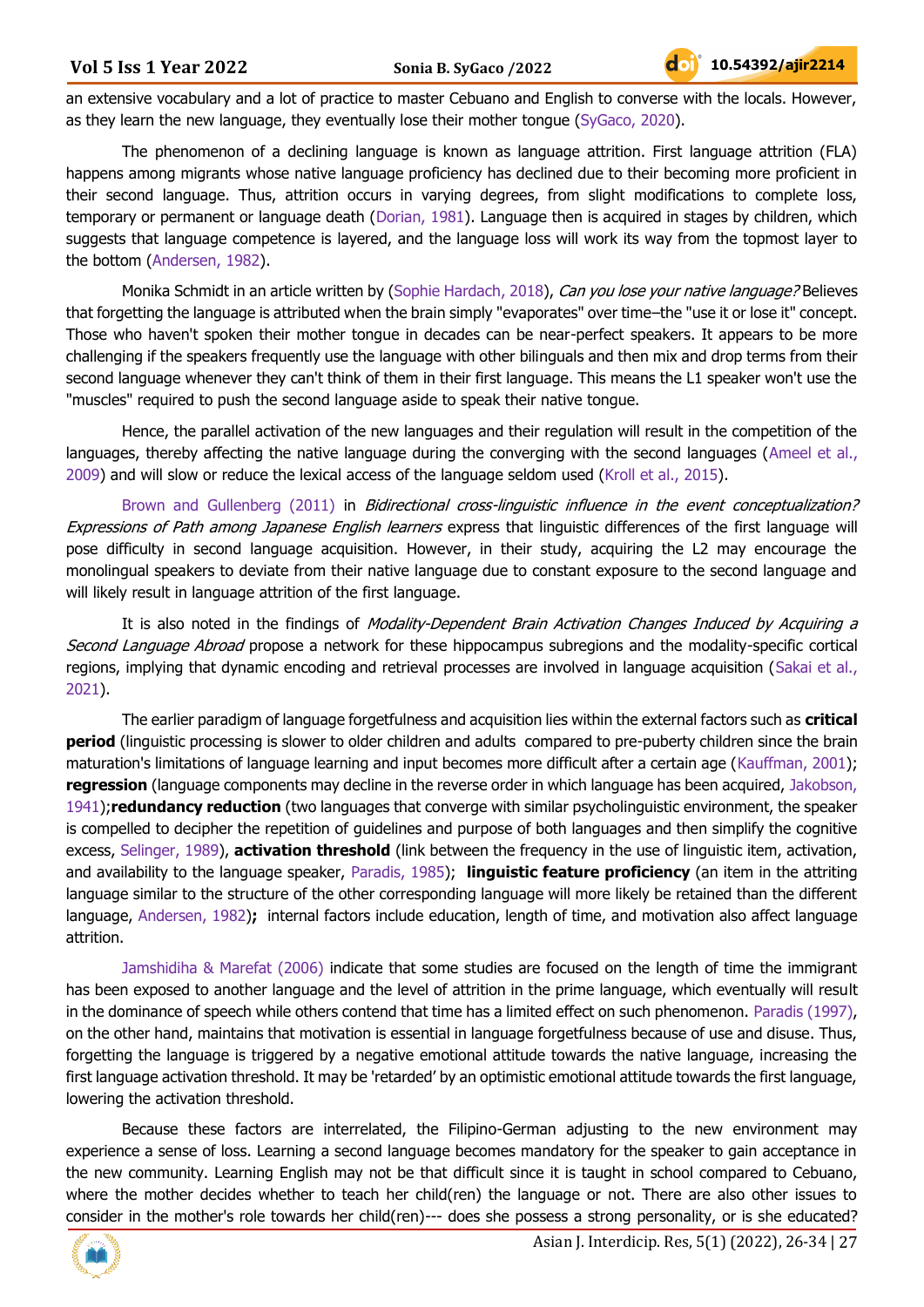an extensive vocabulary and a lot of practice to master Cebuano and English to converse with the locals. However, as they learn the new language, they eventually lose their mother tongue (SyGaco, 2020).

The phenomenon of a declining language is known as language attrition. First language attrition (FLA) happens among migrants whose native language proficiency has declined due to their becoming more proficient in their second language. Thus, attrition occurs in varying degrees, from slight modifications to complete loss, temporary or permanent or language death (Dorian, 1981). Language then is acquired in stages by children, which suggests that language competence is layered, and the language loss will work its way from the topmost layer to the bottom (Andersen, 1982).

Monika Schmidt in an article written by (Sophie Hardach, 2018), *Can you lose your native language?* Believes that forgetting the language is attributed when the brain simply "evaporates" over time–the "use it or lose it" concept. Those who haven't spoken their mother tongue in decades can be near-perfect speakers. It appears to be more challenging if the speakers frequently use the language with other bilinguals and then mix and drop terms from their second language whenever they can't think of them in their first language. This means the L1 speaker won't use the "muscles" required to push the second language aside to speak their native tongue.

Hence, the parallel activation of the new languages and their regulation will result in the competition of the languages, thereby affecting the native language during the converging with the second languages (Ameel et al., 2009) and will slow or reduce the lexical access of the language seldom used (Kroll et al., 2015).

Brown and Gullenberg (2011) in *Bidirectional cross-linguistic influence in the event conceptualization? Expressions of Path among Japanese English learners* express that linguistic differences of the first language will pose difficulty in second language acquisition. However, in their study, acquiring the L2 may encourage the monolingual speakers to deviate from their native language due to constant exposure to the second language and will likely result in language attrition of the first language.

It is also noted in the findings of *Modality-Dependent Brain Activation Changes Induced by Acquiring a Second Language Abroad* propose a network for these hippocampus subregions and the modality-specific cortical regions, implying that dynamic encoding and retrieval processes are involved in language acquisition (Sakai et al., 2021).

The earlier paradigm of language forgetfulness and acquisition lies within the external factors such as **critical period** (linguistic processing is slower to older children and adults compared to pre-puberty children since the brain maturation's limitations of language learning and input becomes more difficult after a certain age (Kauffman, 2001); **regression** (language components may decline in the reverse order in which language has been acquired, Jakobson, 1941);**redundancy reduction** (two languages that converge with similar psycholinguistic environment, the speaker is compelled to decipher the repetition of guidelines and purpose of both languages and then simplify the cognitive excess, Selinger, 1989), **activation threshold** (link between the frequency in the use of linguistic item, activation, and availability to the language speaker, Paradis, 1985); **linguistic feature proficiency** (an item in the attriting language similar to the structure of the other corresponding language will more likely be retained than the different language, Andersen, 1982)**;** internal factors include education, length of time, and motivation also affect language attrition.

Jamshidiha & Marefat (2006) indicate that some studies are focused on the length of time the immigrant has been exposed to another language and the level of attrition in the prime language, which eventually will result in the dominance of speech while others contend that time has a limited effect on such phenomenon. Paradis (1997), on the other hand, maintains that motivation is essential in language forgetfulness because of use and disuse. Thus, forgetting the language is triggered by a negative emotional attitude towards the native language, increasing the first language activation threshold. It may be 'retarded' by an optimistic emotional attitude towards the first language, lowering the activation threshold.

Because these factors are interrelated, the Filipino-German adjusting to the new environment may experience a sense of loss. Learning a second language becomes mandatory for the speaker to gain acceptance in the new community. Learning English may not be that difficult since it is taught in school compared to Cebuano, where the mother decides whether to teach her child(ren) the language or not. There are also other issues to consider in the mother's role towards her child(ren)--- does she possess a strong personality, or is she educated?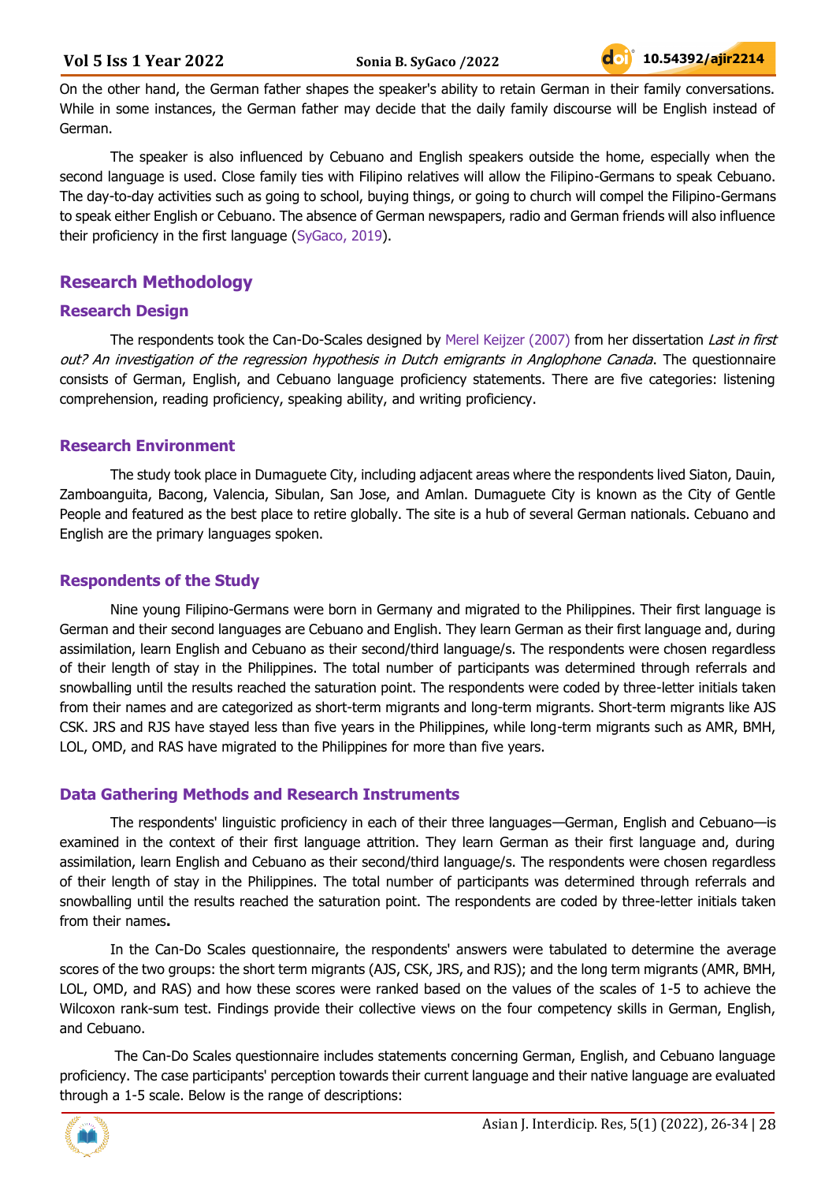On the other hand, the German father shapes the speaker's ability to retain German in their family conversations. While in some instances, the German father may decide that the daily family discourse will be English instead of German.

The speaker is also influenced by Cebuano and English speakers outside the home, especially when the second language is used. Close family ties with Filipino relatives will allow the Filipino-Germans to speak Cebuano. The day-to-day activities such as going to school, buying things, or going to church will compel the Filipino-Germans to speak either English or Cebuano. The absence of German newspapers, radio and German friends will also influence their proficiency in the first language (SyGaco, 2019).

## Research Methodology

### Research Design

The respondents took the Can-Do-Scales designed by Merel Keijzer (2007) from her dissertation *Last in first out? An investigation of the regression hypothesis in Dutch emigrants in Anglophone Canada*. The questionnaire consists of German, English, and Cebuano language proficiency statements. There are five categories: listening comprehension, reading proficiency, speaking ability, and writing proficiency.

### Research Environment

The study took place in Dumaguete City, including adjacent areas where the respondents lived Siaton, Dauin, Zamboanguita, Bacong, Valencia, Sibulan, San Jose, and Amlan. Dumaguete City is known as the City of Gentle People and featured as the best place to retire globally. The site is a hub of several German nationals. Cebuano and English are the primary languages spoken.

### Respondents of the Study

Nine young Filipino-Germans were born in Germany and migrated to the Philippines. Their first language is German and their second languages are Cebuano and English. They learn German as their first language and, during assimilation, learn English and Cebuano as their second/third language/s. The respondents were chosen regardless of their length of stay in the Philippines. The total number of participants was determined through referrals and snowballing until the results reached the saturation point. The respondents were coded by three-letter initials taken from their names and are categorized as short-term migrants and long-term migrants. Short-term migrants like AJS CSK. JRS and RJS have stayed less than five years in the Philippines, while long-term migrants such as AMR, BMH, LOL, OMD, and RAS have migrated to the Philippines for more than five years.

### Data Gathering Methods and Research Instruments

The respondents' linguistic proficiency in each of their three languages—German, English and Cebuano—is examined in the context of their first language attrition. They learn German as their first language and, during assimilation, learn English and Cebuano as their second/third language/s. The respondents were chosen regardless of their length of stay in the Philippines. The total number of participants was determined through referrals and snowballing until the results reached the saturation point. The respondents are coded by three-letter initials taken from their names**.**

In the Can-Do Scales questionnaire, the respondents' answers were tabulated to determine the average scores of the two groups: the short term migrants (AJS, CSK, JRS, and RJS); and the long term migrants (AMR, BMH, LOL, OMD, and RAS) and how these scores were ranked based on the values of the scales of 1-5 to achieve the Wilcoxon rank-sum test. Findings provide their collective views on the four competency skills in German, English, and Cebuano.

The Can-Do Scales questionnaire includes statements concerning German, English, and Cebuano language proficiency. The case participants' perception towards their current language and their native language are evaluated through a 1-5 scale. Below is the range of descriptions: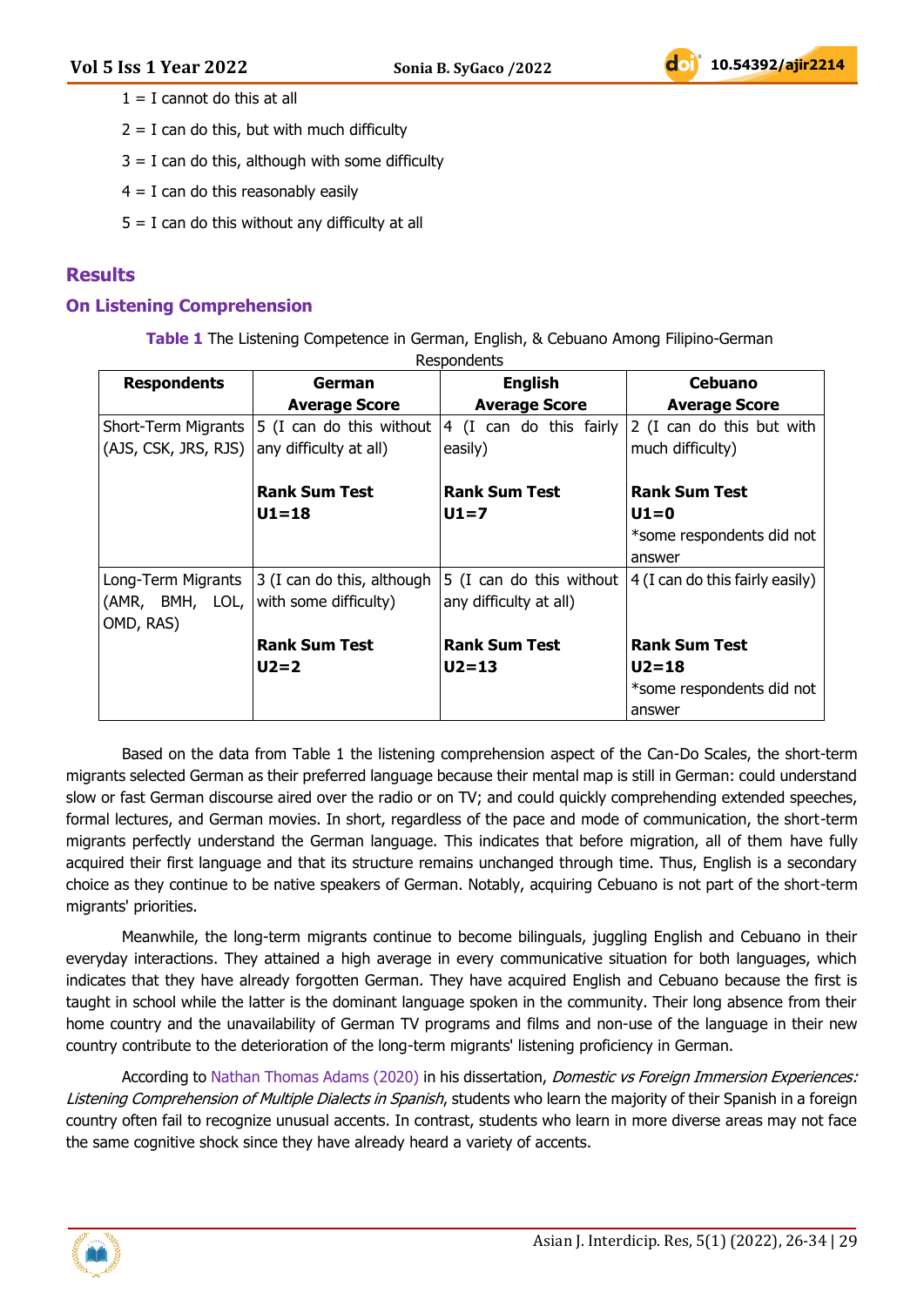1 = I cannot do this at all

2 = I can do this, but with much difficulty

3 = I can do this, although with some difficulty

4 = I can do this reasonably easily

5 = I can do this without any difficulty at all

## Results

### On Listening Comprehension

**Table 1** The Listening Competence in German, English, & Cebuano Among Filipino-German Respondents

| Respondents | German Average Score | English Average Score | Cebuano Average Score |
|---|---|---|---|
| Short-Term Migrants (AJS, CSK, JRS, RJS) | 5 (I can do this without any difficulty at all)<br><br>**Rank Sum Test U1=18** | 4 (I can do this fairly easily)<br><br>**Rank Sum Test U1=7** | 2 (I can do this but with much difficulty)<br><br>**Rank Sum Test U1=0**<br>*some respondents did not answer |
| Long-Term Migrants (AMR, BMH, LOL, OMD, RAS) | 3 (I can do this, although with some difficulty)<br><br>**Rank Sum Test U2=2** | 5 (I can do this without any difficulty at all)<br><br>**Rank Sum Test U2=13** | 4 (I can do this fairly easily)<br><br>**Rank Sum Test U2=18**<br>*some respondents did not answer |

Based on the data from Table 1 the listening comprehension aspect of the Can-Do Scales, the short-term migrants selected German as their preferred language because their mental map is still in German: could understand slow or fast German discourse aired over the radio or on TV; and could quickly comprehending extended speeches, formal lectures, and German movies. In short, regardless of the pace and mode of communication, the short-term migrants perfectly understand the German language. This indicates that before migration, all of them have fully acquired their first language and that its structure remains unchanged through time. Thus, English is a secondary choice as they continue to be native speakers of German. Notably, acquiring Cebuano is not part of the short-term migrants' priorities.

Meanwhile, the long-term migrants continue to become bilinguals, juggling English and Cebuano in their everyday interactions. They attained a high average in every communicative situation for both languages, which indicates that they have already forgotten German. They have acquired English and Cebuano because the first is taught in school while the latter is the dominant language spoken in the community. Their long absence from their home country and the unavailability of German TV programs and films and non-use of the language in their new country contribute to the deterioration of the long-term migrants' listening proficiency in German.

According to Nathan Thomas Adams (2020) in his dissertation, *Domestic vs Foreign Immersion Experiences: Listening Comprehension of Multiple Dialects in Spanish*, students who learn the majority of their Spanish in a foreign country often fail to recognize unusual accents. In contrast, students who learn in more diverse areas may not face the same cognitive shock since they have already heard a variety of accents.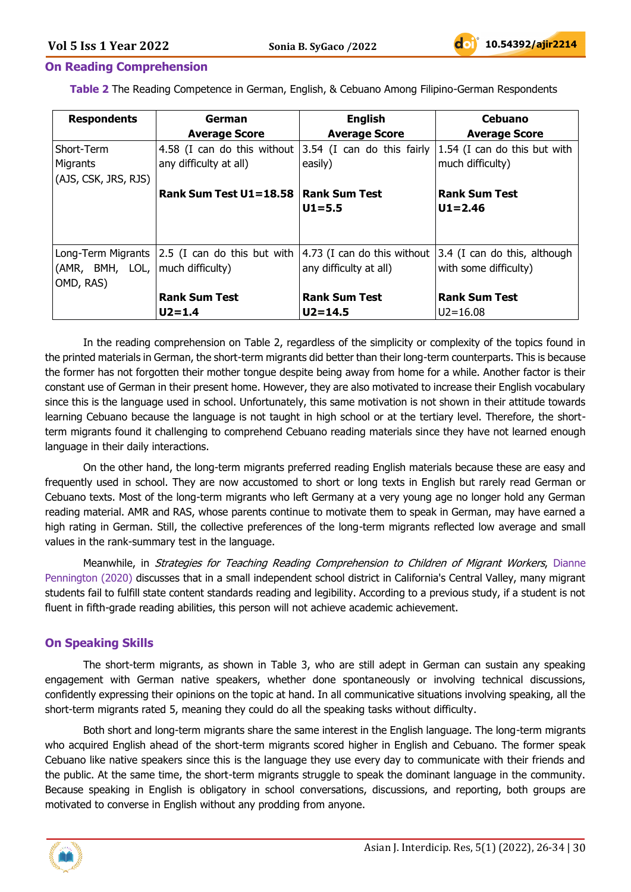## On Reading Comprehension

**Table 2** The Reading Competence in German, English, & Cebuano Among Filipino-German Respondents

| Respondents | German Average Score | English Average Score | Cebuano Average Score |
|---|---|---|---|
| Short-Term Migrants (AJS, CSK, JRS, RJS) | 4.58 (I can do this without any difficulty at all)<br><br>**Rank Sum Test U1=18.58** | 3.54 (I can do this fairly easily)<br><br>**Rank Sum Test U1=5.5** | 1.54 (I can do this but with much difficulty)<br><br>**Rank Sum Test U1=2.46** |
| Long-Term Migrants (AMR, BMH, LOL, OMD, RAS) | 2.5 (I can do this but with much difficulty)<br><br>**Rank Sum Test U2=1.4** | 4.73 (I can do this without any difficulty at all)<br><br>**Rank Sum Test U2=14.5** | 3.4 (I can do this, although with some difficulty)<br><br>**Rank Sum Test** U2=16.08 |

In the reading comprehension on Table 2, regardless of the simplicity or complexity of the topics found in the printed materials in German, the short-term migrants did better than their long-term counterparts. This is because the former has not forgotten their mother tongue despite being away from home for a while. Another factor is their constant use of German in their present home. However, they are also motivated to increase their English vocabulary since this is the language used in school. Unfortunately, this same motivation is not shown in their attitude towards learning Cebuano because the language is not taught in high school or at the tertiary level. Therefore, the short-term migrants found it challenging to comprehend Cebuano reading materials since they have not learned enough language in their daily interactions.

On the other hand, the long-term migrants preferred reading English materials because these are easy and frequently used in school. They are now accustomed to short or long texts in English but rarely read German or Cebuano texts. Most of the long-term migrants who left Germany at a very young age no longer hold any German reading material. AMR and RAS, whose parents continue to motivate them to speak in German, may have earned a high rating in German. Still, the collective preferences of the long-term migrants reflected low average and small values in the rank-summary test in the language.

Meanwhile, in *Strategies for Teaching Reading Comprehension to Children of Migrant Workers*, Dianne Pennington (2020) discusses that in a small independent school district in California's Central Valley, many migrant students fail to fulfill state content standards reading and legibility. According to a previous study, if a student is not fluent in fifth-grade reading abilities, this person will not achieve academic achievement.

## On Speaking Skills

The short-term migrants, as shown in Table 3, who are still adept in German can sustain any speaking engagement with German native speakers, whether done spontaneously or involving technical discussions, confidently expressing their opinions on the topic at hand. In all communicative situations involving speaking, all the short-term migrants rated 5, meaning they could do all the speaking tasks without difficulty.

Both short and long-term migrants share the same interest in the English language. The long-term migrants who acquired English ahead of the short-term migrants scored higher in English and Cebuano. The former speak Cebuano like native speakers since this is the language they use every day to communicate with their friends and the public. At the same time, the short-term migrants struggle to speak the dominant language in the community. Because speaking in English is obligatory in school conversations, discussions, and reporting, both groups are motivated to converse in English without any prodding from anyone.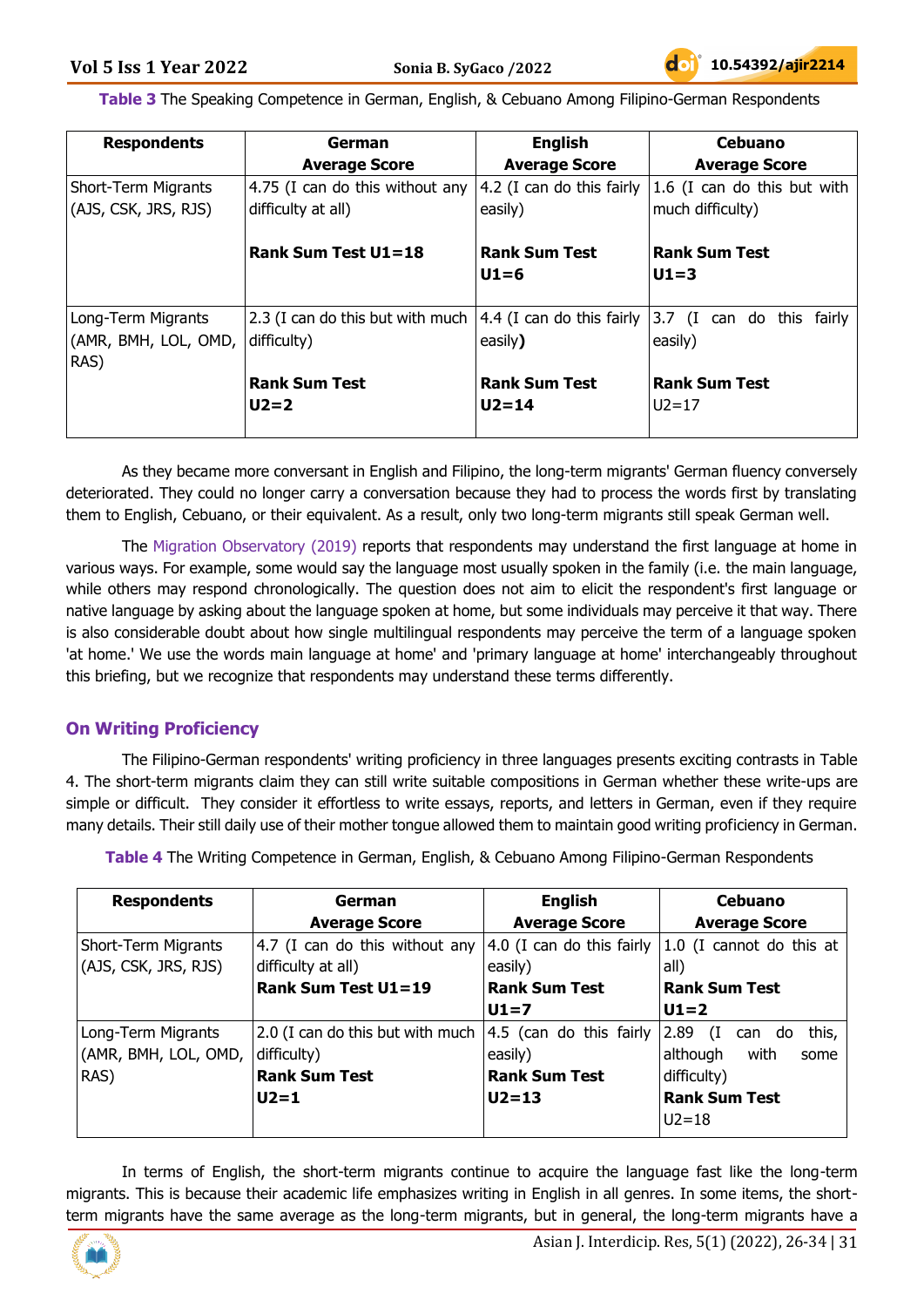**Table 3** The Speaking Competence in German, English, & Cebuano Among Filipino-German Respondents

| Respondents | German Average Score | English Average Score | Cebuano Average Score |
|---|---|---|---|
| Short-Term Migrants (AJS, CSK, JRS, RJS) | 4.75 (I can do this without any difficulty at all) **Rank Sum Test U1=18** | 4.2 (I can do this fairly easily) **Rank Sum Test U1=6** | 1.6 (I can do this but with much difficulty) **Rank Sum Test U1=3** |
| Long-Term Migrants (AMR, BMH, LOL, OMD, RAS) | 2.3 (I can do this but with much difficulty) **Rank Sum Test U2=2** | 4.4 (I can do this fairly easily**)** **Rank Sum Test U2=14** | 3.7 (I can do this fairly easily) **Rank Sum Test** U2=17 |

As they became more conversant in English and Filipino, the long-term migrants' German fluency conversely deteriorated. They could no longer carry a conversation because they had to process the words first by translating them to English, Cebuano, or their equivalent. As a result, only two long-term migrants still speak German well.

The Migration Observatory (2019) reports that respondents may understand the first language at home in various ways. For example, some would say the language most usually spoken in the family (i.e. the main language, while others may respond chronologically. The question does not aim to elicit the respondent's first language or native language by asking about the language spoken at home, but some individuals may perceive it that way. There is also considerable doubt about how single multilingual respondents may perceive the term of a language spoken 'at home.' We use the words main language at home' and 'primary language at home' interchangeably throughout this briefing, but we recognize that respondents may understand these terms differently.

## On Writing Proficiency

The Filipino-German respondents' writing proficiency in three languages presents exciting contrasts in Table 4. The short-term migrants claim they can still write suitable compositions in German whether these write-ups are simple or difficult. They consider it effortless to write essays, reports, and letters in German, even if they require many details. Their still daily use of their mother tongue allowed them to maintain good writing proficiency in German.

**Table 4** The Writing Competence in German, English, & Cebuano Among Filipino-German Respondents

| Respondents | German Average Score | English Average Score | Cebuano Average Score |
|---|---|---|---|
| Short-Term Migrants (AJS, CSK, JRS, RJS) | 4.7 (I can do this without any difficulty at all) **Rank Sum Test U1=19** | 4.0 (I can do this fairly easily) **Rank Sum Test U1=7** | 1.0 (I cannot do this at all) **Rank Sum Test U1=2** |
| Long-Term Migrants (AMR, BMH, LOL, OMD, RAS) | 2.0 (I can do this but with much difficulty) **Rank Sum Test U2=1** | 4.5 (can do this fairly easily) **Rank Sum Test U2=13** | 2.89 (I can do this, although with some difficulty) **Rank Sum Test** U2=18 |

In terms of English, the short-term migrants continue to acquire the language fast like the long-term migrants. This is because their academic life emphasizes writing in English in all genres. In some items, the short-term migrants have the same average as the long-term migrants, but in general, the long-term migrants have a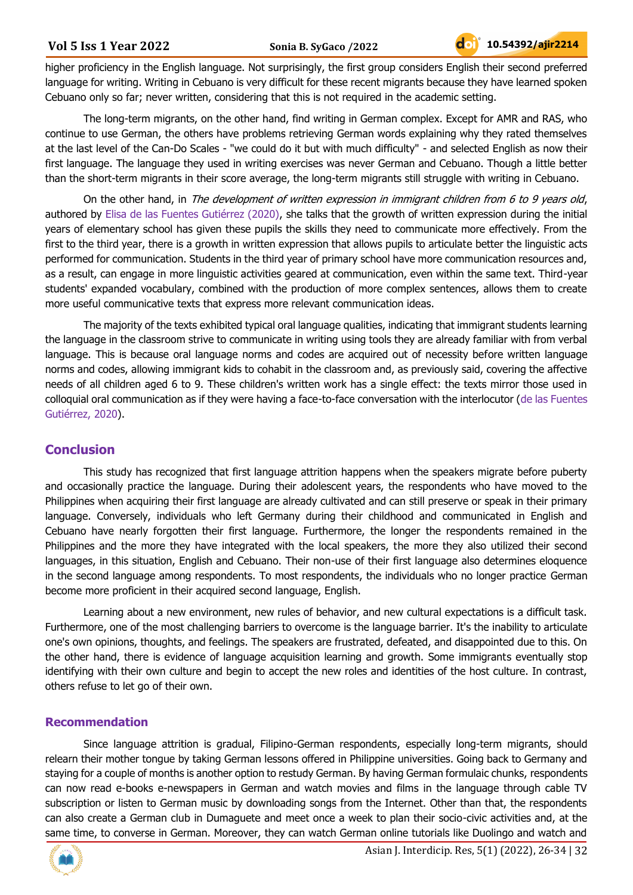higher proficiency in the English language. Not surprisingly, the first group considers English their second preferred language for writing. Writing in Cebuano is very difficult for these recent migrants because they have learned spoken Cebuano only so far; never written, considering that this is not required in the academic setting.

The long-term migrants, on the other hand, find writing in German complex. Except for AMR and RAS, who continue to use German, the others have problems retrieving German words explaining why they rated themselves at the last level of the Can-Do Scales - "we could do it but with much difficulty" - and selected English as now their first language. The language they used in writing exercises was never German and Cebuano. Though a little better than the short-term migrants in their score average, the long-term migrants still struggle with writing in Cebuano.

On the other hand, in *The development of written expression in immigrant children from 6 to 9 years old*, authored by Elisa de las Fuentes Gutiérrez (2020), she talks that the growth of written expression during the initial years of elementary school has given these pupils the skills they need to communicate more effectively. From the first to the third year, there is a growth in written expression that allows pupils to articulate better the linguistic acts performed for communication. Students in the third year of primary school have more communication resources and, as a result, can engage in more linguistic activities geared at communication, even within the same text. Third-year students' expanded vocabulary, combined with the production of more complex sentences, allows them to create more useful communicative texts that express more relevant communication ideas.

The majority of the texts exhibited typical oral language qualities, indicating that immigrant students learning the language in the classroom strive to communicate in writing using tools they are already familiar with from verbal language. This is because oral language norms and codes are acquired out of necessity before written language norms and codes, allowing immigrant kids to cohabit in the classroom and, as previously said, covering the affective needs of all children aged 6 to 9. These children's written work has a single effect: the texts mirror those used in colloquial oral communication as if they were having a face-to-face conversation with the interlocutor (de las Fuentes Gutiérrez, 2020).

## Conclusion

This study has recognized that first language attrition happens when the speakers migrate before puberty and occasionally practice the language. During their adolescent years, the respondents who have moved to the Philippines when acquiring their first language are already cultivated and can still preserve or speak in their primary language. Conversely, individuals who left Germany during their childhood and communicated in English and Cebuano have nearly forgotten their first language. Furthermore, the longer the respondents remained in the Philippines and the more they have integrated with the local speakers, the more they also utilized their second languages, in this situation, English and Cebuano. Their non-use of their first language also determines eloquence in the second language among respondents. To most respondents, the individuals who no longer practice German become more proficient in their acquired second language, English.

Learning about a new environment, new rules of behavior, and new cultural expectations is a difficult task. Furthermore, one of the most challenging barriers to overcome is the language barrier. It's the inability to articulate one's own opinions, thoughts, and feelings. The speakers are frustrated, defeated, and disappointed due to this. On the other hand, there is evidence of language acquisition learning and growth. Some immigrants eventually stop identifying with their own culture and begin to accept the new roles and identities of the host culture. In contrast, others refuse to let go of their own.

## Recommendation

Since language attrition is gradual, Filipino-German respondents, especially long-term migrants, should relearn their mother tongue by taking German lessons offered in Philippine universities. Going back to Germany and staying for a couple of months is another option to restudy German. By having German formulaic chunks, respondents can now read e-books e-newspapers in German and watch movies and films in the language through cable TV subscription or listen to German music by downloading songs from the Internet. Other than that, the respondents can also create a German club in Dumaguete and meet once a week to plan their socio-civic activities and, at the same time, to converse in German. Moreover, they can watch German online tutorials like Duolingo and watch and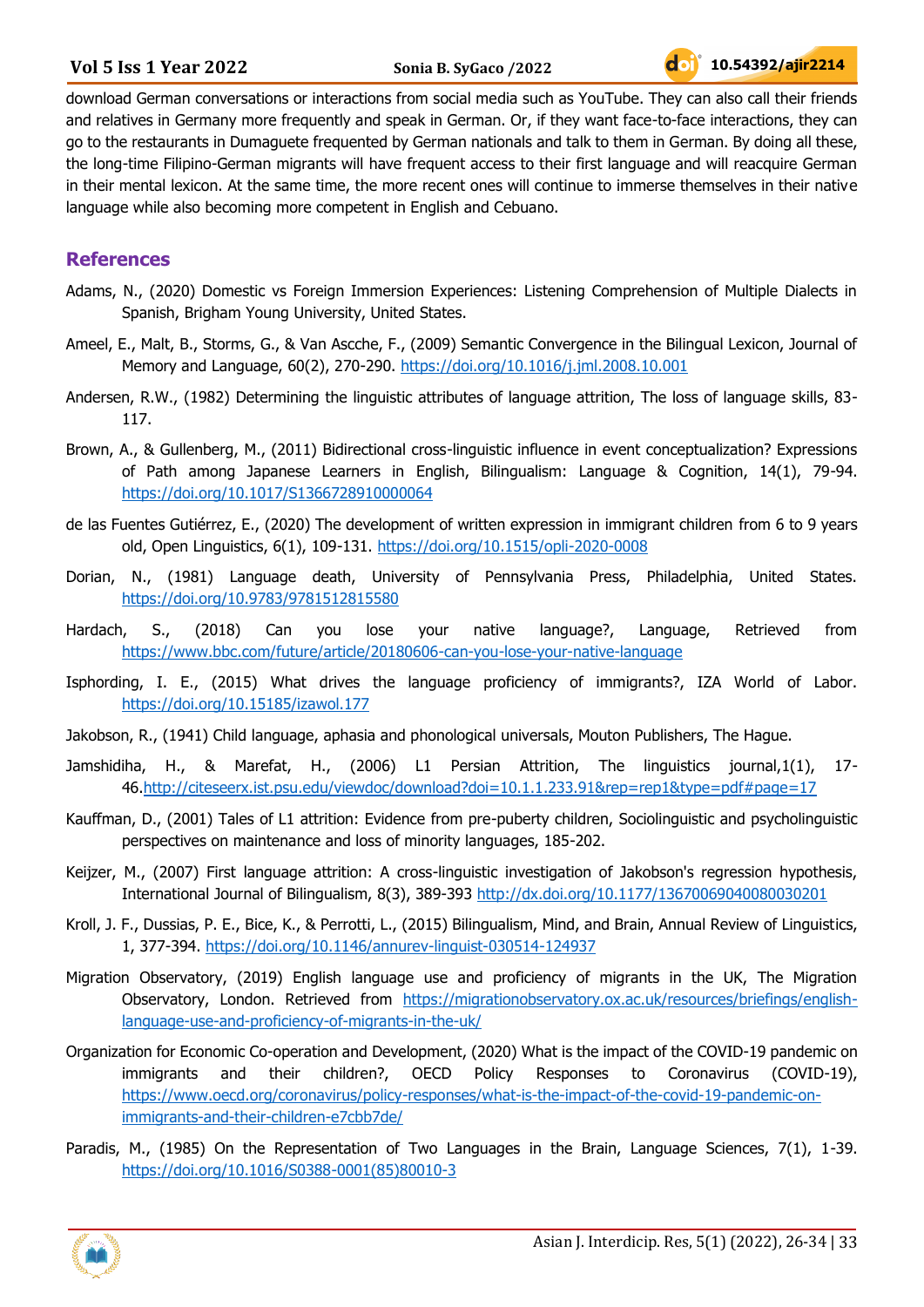download German conversations or interactions from social media such as YouTube. They can also call their friends and relatives in Germany more frequently and speak in German. Or, if they want face-to-face interactions, they can go to the restaurants in Dumaguete frequented by German nationals and talk to them in German. By doing all these, the long-time Filipino-German migrants will have frequent access to their first language and will reacquire German in their mental lexicon. At the same time, the more recent ones will continue to immerse themselves in their native language while also becoming more competent in English and Cebuano.

## References

Adams, N., (2020) Domestic vs Foreign Immersion Experiences: Listening Comprehension of Multiple Dialects in Spanish, Brigham Young University, United States.

Ameel, E., Malt, B., Storms, G., & Van Assche, F., (2009) Semantic Convergence in the Bilingual Lexicon, Journal of Memory and Language, 60(2), 270-290. https://doi.org/10.1016/j.jml.2008.10.001

Andersen, R.W., (1982) Determining the linguistic attributes of language attrition, The loss of language skills, 83-117.

Brown, A., & Gullenberg, M., (2011) Bidirectional cross-linguistic influence in event conceptualization? Expressions of Path among Japanese Learners in English, Bilingualism: Language & Cognition, 14(1), 79-94. https://doi.org/10.1017/S1366728910000064

de las Fuentes Gutiérrez, E., (2020) The development of written expression in immigrant children from 6 to 9 years old, Open Linguistics, 6(1), 109-131. https://doi.org/10.1515/opli-2020-0008

Dorian, N., (1981) Language death, University of Pennsylvania Press, Philadelphia, United States. https://doi.org/10.9783/9781512815580

Hardach, S., (2018) Can you lose your native language?, Language, Retrieved from https://www.bbc.com/future/article/20180606-can-you-lose-your-native-language

Isphording, I. E., (2015) What drives the language proficiency of immigrants?, IZA World of Labor. https://doi.org/10.15185/izawol.177

Jakobson, R., (1941) Child language, aphasia and phonological universals, Mouton Publishers, The Hague.

Jamshidiha, H., & Marefat, H., (2006) L1 Persian Attrition, The linguistics journal,1(1), 17-46.http://citeseerx.ist.psu.edu/viewdoc/download?doi=10.1.1.233.91&rep=rep1&type=pdf#page=17

Kauffman, D., (2001) Tales of L1 attrition: Evidence from pre-puberty children, Sociolinguistic and psycholinguistic perspectives on maintenance and loss of minority languages, 185-202.

Keijzer, M., (2007) First language attrition: A cross-linguistic investigation of Jakobson's regression hypothesis, International Journal of Bilingualism, 8(3), 389-393 http://dx.doi.org/10.1177/13670069040080030201

Kroll, J. F., Dussias, P. E., Bice, K., & Perrotti, L., (2015) Bilingualism, Mind, and Brain, Annual Review of Linguistics, 1, 377-394. https://doi.org/10.1146/annurev-linguist-030514-124937

Migration Observatory, (2019) English language use and proficiency of migrants in the UK, The Migration Observatory, London. Retrieved from https://migrationobservatory.ox.ac.uk/resources/briefings/english-language-use-and-proficiency-of-migrants-in-the-uk/

Organization for Economic Co-operation and Development, (2020) What is the impact of the COVID-19 pandemic on immigrants and their children?, OECD Policy Responses to Coronavirus (COVID-19), https://www.oecd.org/coronavirus/policy-responses/what-is-the-impact-of-the-covid-19-pandemic-on-immigrants-and-their-children-e7cbb7de/

Paradis, M., (1985) On the Representation of Two Languages in the Brain, Language Sciences, 7(1), 1-39. https://doi.org/10.1016/S0388-0001(85)80010-3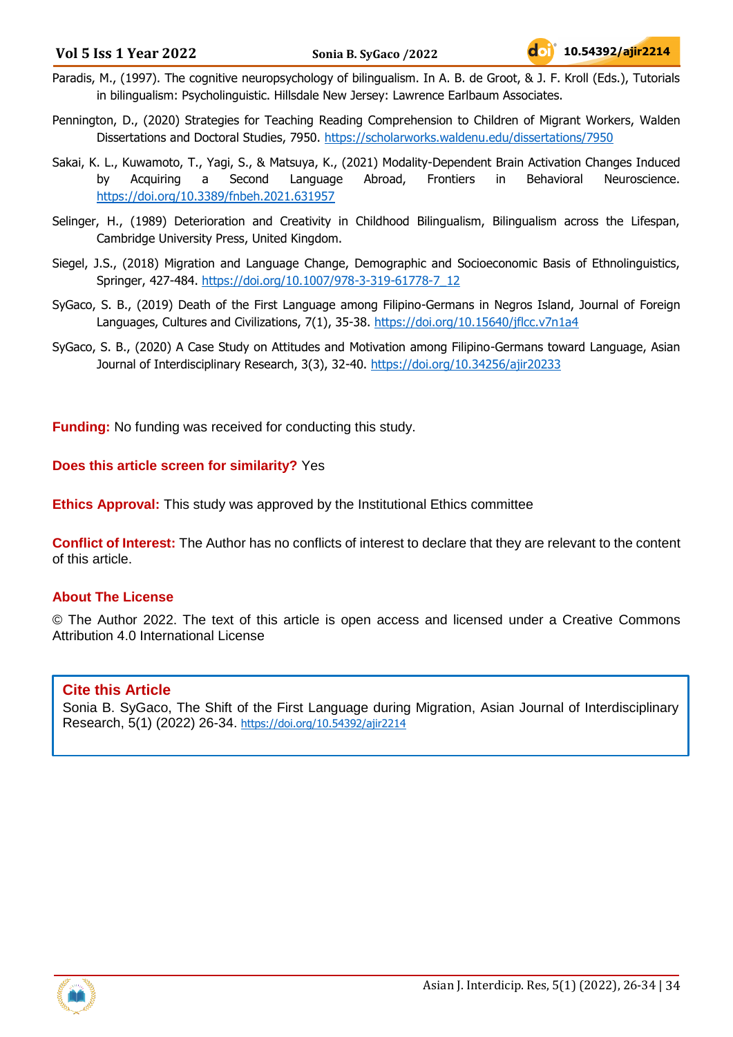Paradis, M., (1997). The cognitive neuropsychology of bilingualism. In A. B. de Groot, & J. F. Kroll (Eds.), Tutorials in bilingualism: Psycholinguistic. Hillsdale New Jersey: Lawrence Earlbaum Associates.

Pennington, D., (2020) Strategies for Teaching Reading Comprehension to Children of Migrant Workers, Walden Dissertations and Doctoral Studies, 7950. https://scholarworks.waldenu.edu/dissertations/7950

Sakai, K. L., Kuwamoto, T., Yagi, S., & Matsuya, K., (2021) Modality-Dependent Brain Activation Changes Induced by Acquiring a Second Language Abroad, Frontiers in Behavioral Neuroscience. https://doi.org/10.3389/fnbeh.2021.631957

Selinger, H., (1989) Deterioration and Creativity in Childhood Bilingualism, Bilingualism across the Lifespan, Cambridge University Press, United Kingdom.

Siegel, J.S., (2018) Migration and Language Change, Demographic and Socioeconomic Basis of Ethnolinguistics, Springer, 427-484. https://doi.org/10.1007/978-3-319-61778-7_12

SyGaco, S. B., (2019) Death of the First Language among Filipino-Germans in Negros Island, Journal of Foreign Languages, Cultures and Civilizations, 7(1), 35-38. https://doi.org/10.15640/jflcc.v7n1a4

SyGaco, S. B., (2020) A Case Study on Attitudes and Motivation among Filipino-Germans toward Language, Asian Journal of Interdisciplinary Research, 3(3), 32-40. https://doi.org/10.34256/ajir20233

**Funding:** No funding was received for conducting this study.

**Does this article screen for similarity?** Yes

**Ethics Approval:** This study was approved by the Institutional Ethics committee

**Conflict of Interest:** The Author has no conflicts of interest to declare that they are relevant to the content of this article.

**About The License**

© The Author 2022. The text of this article is open access and licensed under a Creative Commons Attribution 4.0 International License

**Cite this Article**

Sonia B. SyGaco, The Shift of the First Language during Migration, Asian Journal of Interdisciplinary Research, 5(1) (2022) 26-34. https://doi.org/10.54392/ajir2214